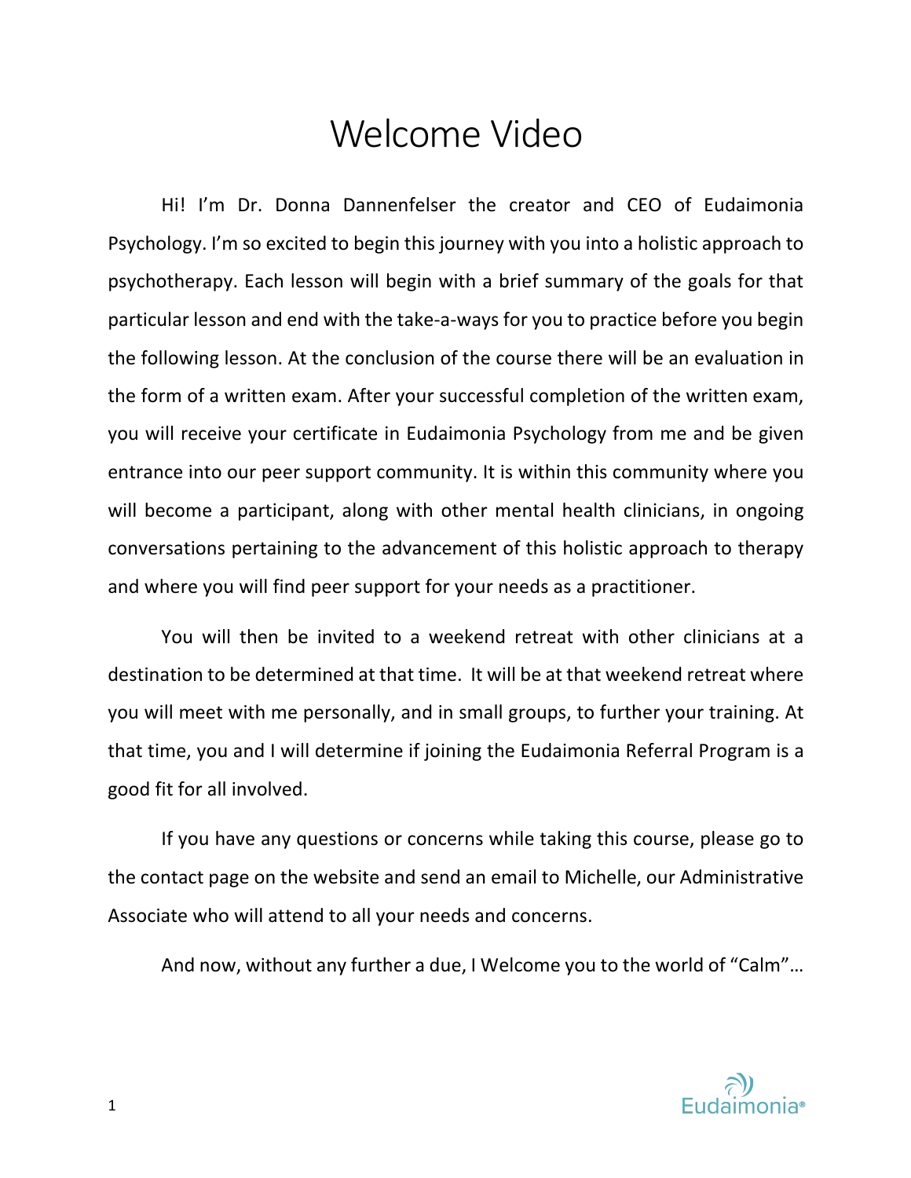# Welcome Video

Hi! I'm Dr. Donna Dannenfelser the creator and CEO of Eudaimonia Psychology. I'm so excited to begin this journey with you into a holistic approach to psychotherapy. Each lesson will begin with a brief summary of the goals for that particular lesson and end with the take-a-ways for you to practice before you begin the following lesson. At the conclusion of the course there will be an evaluation in the form of a written exam. After your successful completion of the written exam, you will receive your certificate in Eudaimonia Psychology from me and be given entrance into our peer support community. It is within this community where you will become a participant, along with other mental health clinicians, in ongoing conversations pertaining to the advancement of this holistic approach to therapy and where you will find peer support for your needs as a practitioner.

You will then be invited to a weekend retreat with other clinicians at a destination to be determined at that time. It will be at that weekend retreat where you will meet with me personally, and in small groups, to further your training. At that time, you and I will determine if joining the Eudaimonia Referral Program is a good fit for all involved.

If you have any questions or concerns while taking this course, please go to the contact page on the website and send an email to Michelle, our Administrative Associate who will attend to all your needs and concerns.

And now, without any further a due, I Welcome you to the world of "Calm"…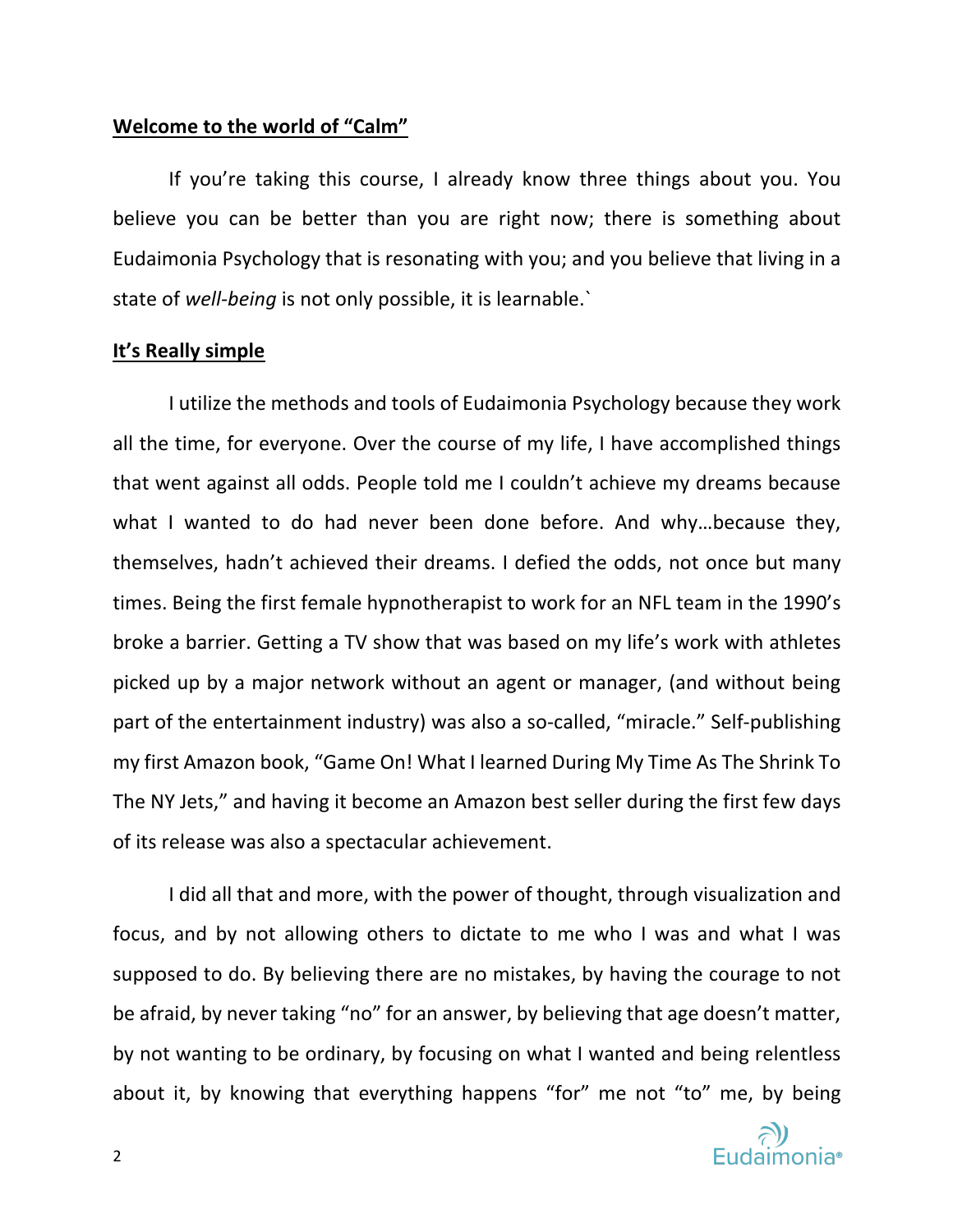**Welcome to the world of "Calm"**

If you're taking this course, I already know three things about you. You believe you can be better than you are right now; there is something about Eudaimonia Psychology that is resonating with you; and you believe that living in a state of *well-being* is not only possible, it is learnable.`

**It's Really simple**

I utilize the methods and tools of Eudaimonia Psychology because they work all the time, for everyone. Over the course of my life, I have accomplished things that went against all odds. People told me I couldn't achieve my dreams because what I wanted to do had never been done before. And why…because they, themselves, hadn't achieved their dreams. I defied the odds, not once but many times. Being the first female hypnotherapist to work for an NFL team in the 1990's broke a barrier. Getting a TV show that was based on my life's work with athletes picked up by a major network without an agent or manager, (and without being part of the entertainment industry) was also a so-called, "miracle." Self-publishing my first Amazon book, "Game On! What I learned During My Time As The Shrink To The NY Jets," and having it become an Amazon best seller during the first few days of its release was also a spectacular achievement.

I did all that and more, with the power of thought, through visualization and focus, and by not allowing others to dictate to me who I was and what I was supposed to do. By believing there are no mistakes, by having the courage to not be afraid, by never taking "no" for an answer, by believing that age doesn't matter, by not wanting to be ordinary, by focusing on what I wanted and being relentless about it, by knowing that everything happens "for" me not "to" me, by being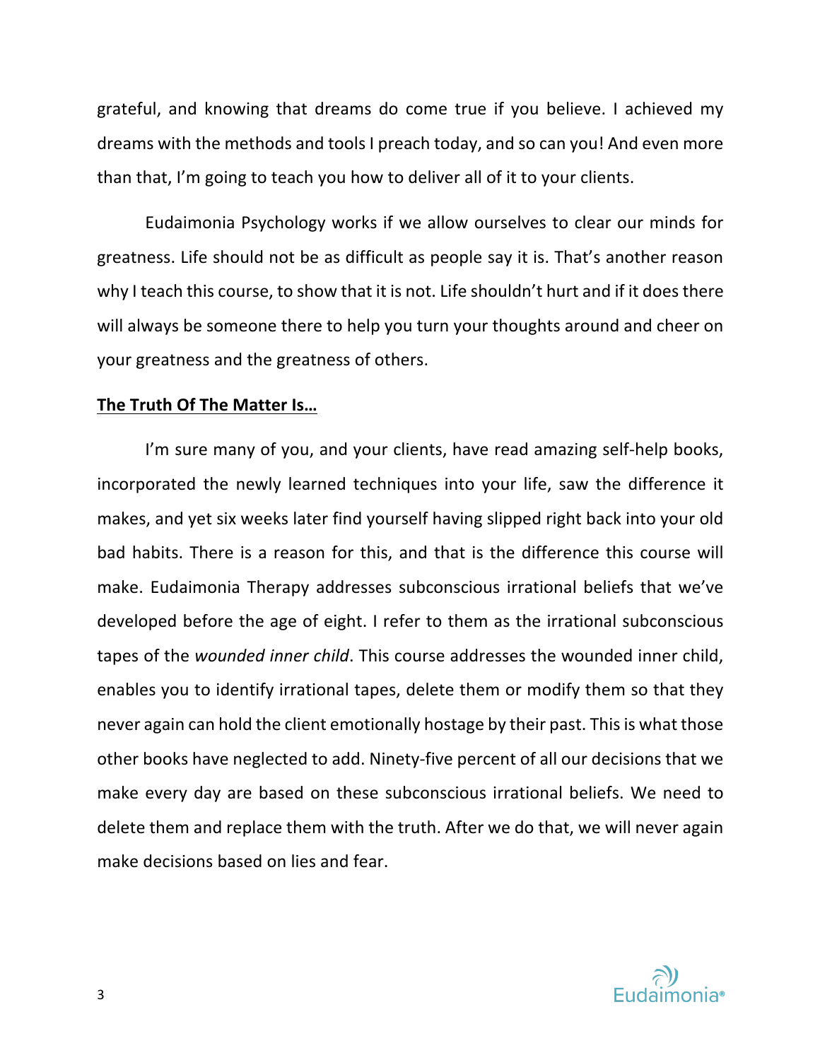grateful, and knowing that dreams do come true if you believe. I achieved my dreams with the methods and tools I preach today, and so can you! And even more than that, I'm going to teach you how to deliver all of it to your clients.

Eudaimonia Psychology works if we allow ourselves to clear our minds for greatness. Life should not be as difficult as people say it is. That's another reason why I teach this course, to show that it is not. Life shouldn't hurt and if it does there will always be someone there to help you turn your thoughts around and cheer on your greatness and the greatness of others.

**The Truth Of The Matter Is…**

I'm sure many of you, and your clients, have read amazing self-help books, incorporated the newly learned techniques into your life, saw the difference it makes, and yet six weeks later find yourself having slipped right back into your old bad habits. There is a reason for this, and that is the difference this course will make. Eudaimonia Therapy addresses subconscious irrational beliefs that we've developed before the age of eight. I refer to them as the irrational subconscious tapes of the *wounded inner child*. This course addresses the wounded inner child, enables you to identify irrational tapes, delete them or modify them so that they never again can hold the client emotionally hostage by their past. This is what those other books have neglected to add. Ninety-five percent of all our decisions that we make every day are based on these subconscious irrational beliefs. We need to delete them and replace them with the truth. After we do that, we will never again make decisions based on lies and fear.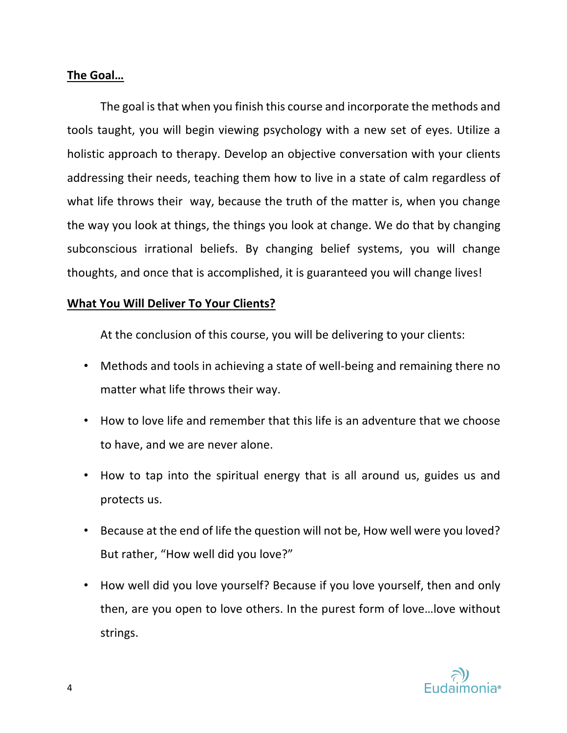**The Goal…**

The goal is that when you finish this course and incorporate the methods and tools taught, you will begin viewing psychology with a new set of eyes. Utilize a holistic approach to therapy. Develop an objective conversation with your clients addressing their needs, teaching them how to live in a state of calm regardless of what life throws their way, because the truth of the matter is, when you change the way you look at things, the things you look at change. We do that by changing subconscious irrational beliefs. By changing belief systems, you will change thoughts, and once that is accomplished, it is guaranteed you will change lives!

**What You Will Deliver To Your Clients?**

At the conclusion of this course, you will be delivering to your clients:

- Methods and tools in achieving a state of well-being and remaining there no matter what life throws their way.
- How to love life and remember that this life is an adventure that we choose to have, and we are never alone.
- How to tap into the spiritual energy that is all around us, guides us and protects us.
- Because at the end of life the question will not be, How well were you loved? But rather, "How well did you love?"
- How well did you love yourself? Because if you love yourself, then and only then, are you open to love others. In the purest form of love…love without strings.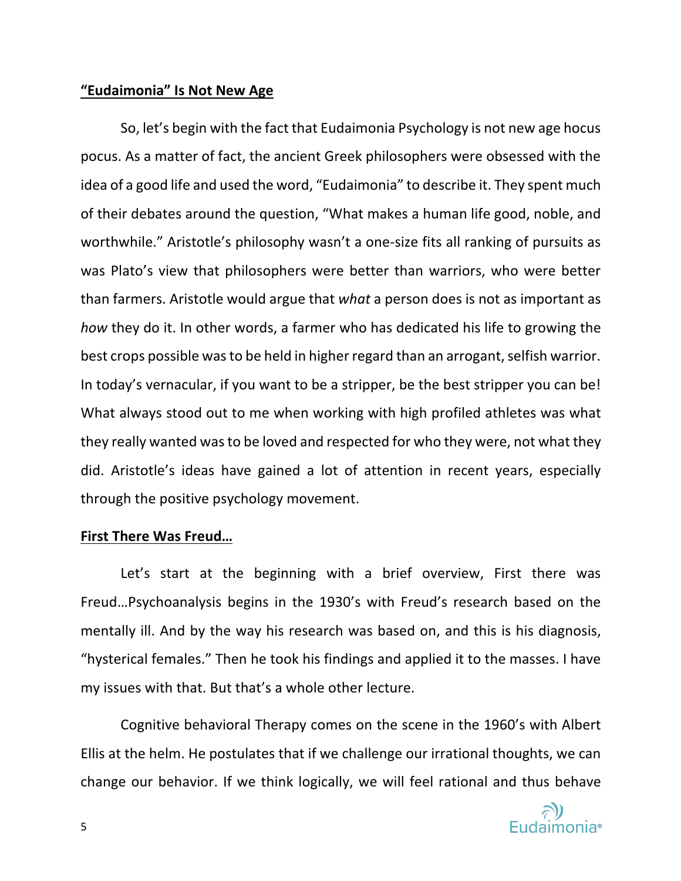**“Eudaimonia” Is Not New Age**

So, let’s begin with the fact that Eudaimonia Psychology is not new age hocus pocus. As a matter of fact, the ancient Greek philosophers were obsessed with the idea of a good life and used the word, “Eudaimonia” to describe it. They spent much of their debates around the question, “What makes a human life good, noble, and worthwhile.” Aristotle’s philosophy wasn’t a one-size fits all ranking of pursuits as was Plato’s view that philosophers were better than warriors, who were better than farmers. Aristotle would argue that *what* a person does is not as important as *how* they do it. In other words, a farmer who has dedicated his life to growing the best crops possible was to be held in higher regard than an arrogant, selfish warrior. In today’s vernacular, if you want to be a stripper, be the best stripper you can be! What always stood out to me when working with high profiled athletes was what they really wanted was to be loved and respected for who they were, not what they did. Aristotle’s ideas have gained a lot of attention in recent years, especially through the positive psychology movement.

**First There Was Freud…**

Let’s start at the beginning with a brief overview, First there was Freud…Psychoanalysis begins in the 1930’s with Freud’s research based on the mentally ill. And by the way his research was based on, and this is his diagnosis, “hysterical females.” Then he took his findings and applied it to the masses. I have my issues with that. But that’s a whole other lecture.

Cognitive behavioral Therapy comes on the scene in the 1960’s with Albert Ellis at the helm. He postulates that if we challenge our irrational thoughts, we can change our behavior. If we think logically, we will feel rational and thus behave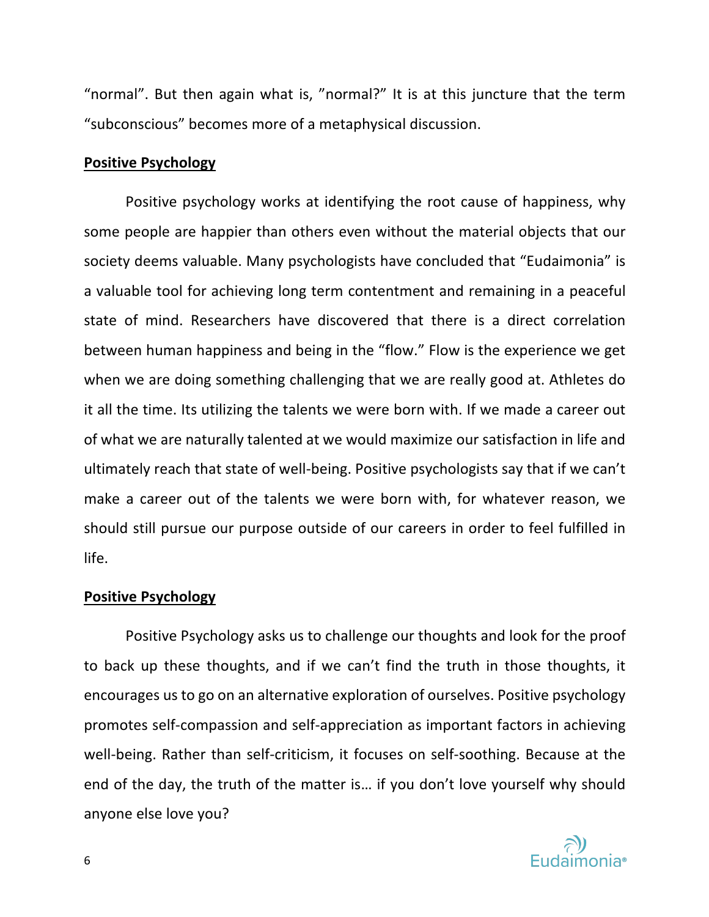"normal". But then again what is, "normal?" It is at this juncture that the term "subconscious" becomes more of a metaphysical discussion.

**<u>Positive Psychology</u>**

Positive psychology works at identifying the root cause of happiness, why some people are happier than others even without the material objects that our society deems valuable. Many psychologists have concluded that "Eudaimonia" is a valuable tool for achieving long term contentment and remaining in a peaceful state of mind. Researchers have discovered that there is a direct correlation between human happiness and being in the "flow." Flow is the experience we get when we are doing something challenging that we are really good at. Athletes do it all the time. Its utilizing the talents we were born with. If we made a career out of what we are naturally talented at we would maximize our satisfaction in life and ultimately reach that state of well-being. Positive psychologists say that if we can't make a career out of the talents we were born with, for whatever reason, we should still pursue our purpose outside of our careers in order to feel fulfilled in life.

**<u>Positive Psychology</u>**

Positive Psychology asks us to challenge our thoughts and look for the proof to back up these thoughts, and if we can't find the truth in those thoughts, it encourages us to go on an alternative exploration of ourselves. Positive psychology promotes self-compassion and self-appreciation as important factors in achieving well-being. Rather than self-criticism, it focuses on self-soothing. Because at the end of the day, the truth of the matter is… if you don't love yourself why should anyone else love you?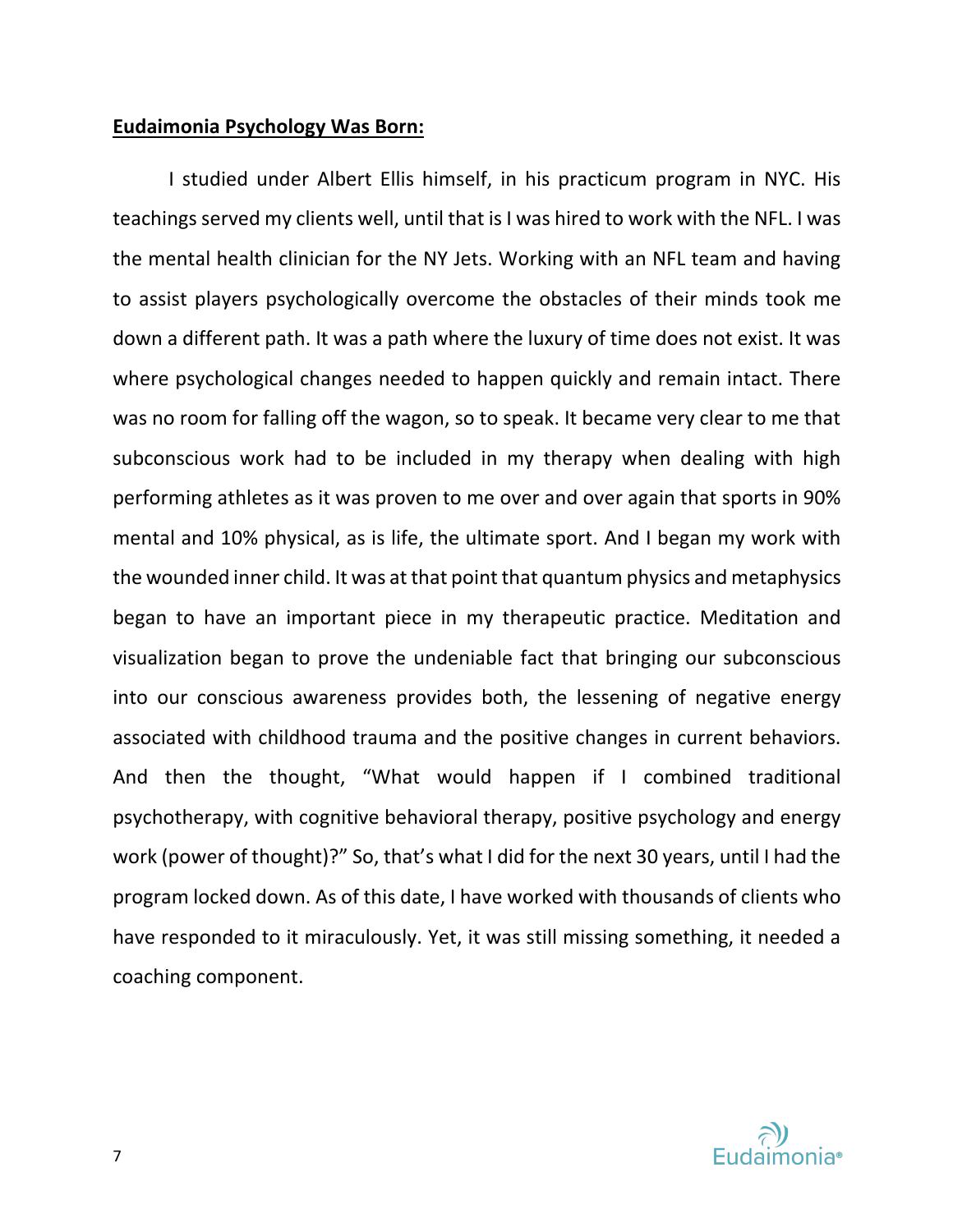**Eudaimonia Psychology Was Born:**

I studied under Albert Ellis himself, in his practicum program in NYC. His teachings served my clients well, until that is I was hired to work with the NFL. I was the mental health clinician for the NY Jets. Working with an NFL team and having to assist players psychologically overcome the obstacles of their minds took me down a different path. It was a path where the luxury of time does not exist. It was where psychological changes needed to happen quickly and remain intact. There was no room for falling off the wagon, so to speak. It became very clear to me that subconscious work had to be included in my therapy when dealing with high performing athletes as it was proven to me over and over again that sports in 90% mental and 10% physical, as is life, the ultimate sport. And I began my work with the wounded inner child. It was at that point that quantum physics and metaphysics began to have an important piece in my therapeutic practice. Meditation and visualization began to prove the undeniable fact that bringing our subconscious into our conscious awareness provides both, the lessening of negative energy associated with childhood trauma and the positive changes in current behaviors. And then the thought, "What would happen if I combined traditional psychotherapy, with cognitive behavioral therapy, positive psychology and energy work (power of thought)?" So, that's what I did for the next 30 years, until I had the program locked down. As of this date, I have worked with thousands of clients who have responded to it miraculously. Yet, it was still missing something, it needed a coaching component.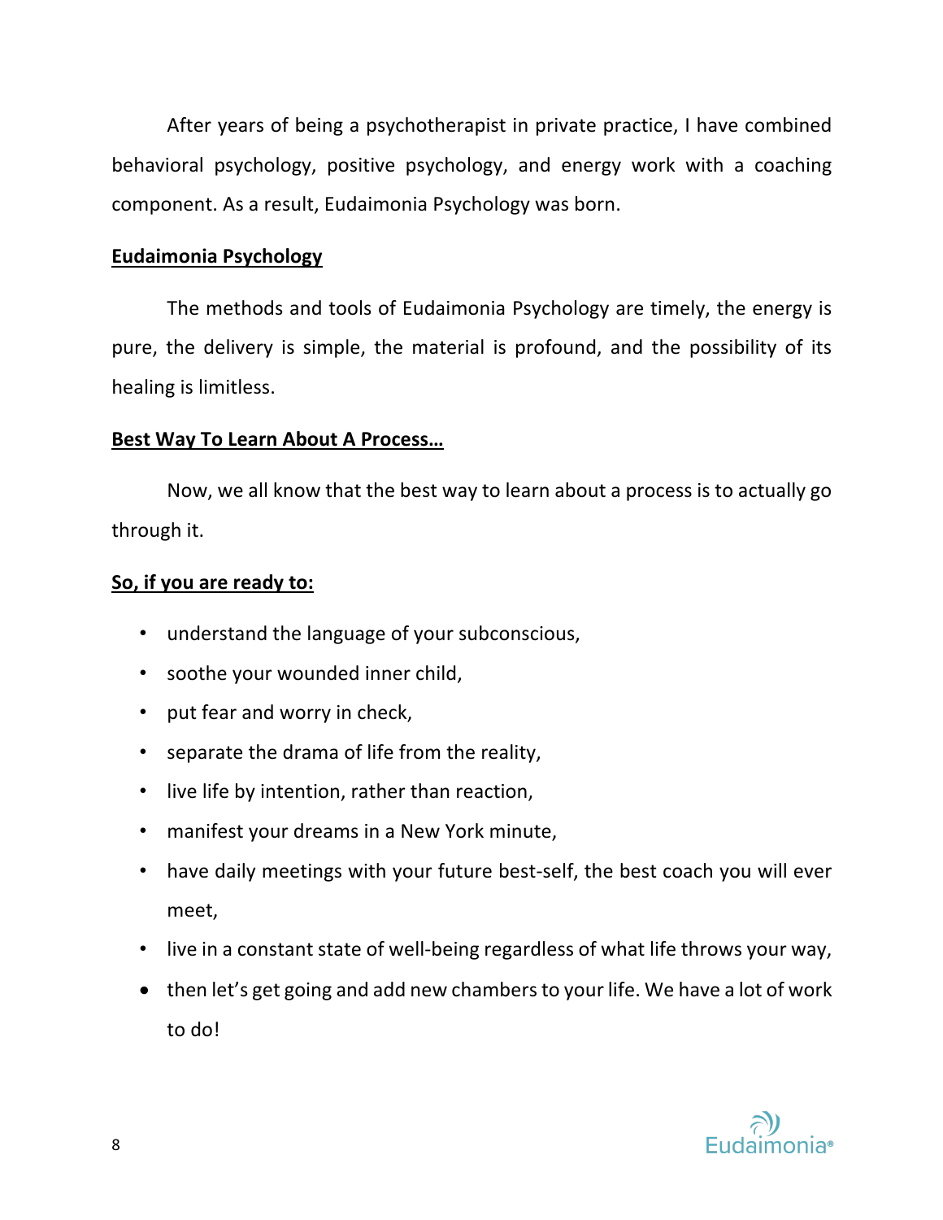After years of being a psychotherapist in private practice, I have combined behavioral psychology, positive psychology, and energy work with a coaching component. As a result, Eudaimonia Psychology was born.

**Eudaimonia Psychology**

The methods and tools of Eudaimonia Psychology are timely, the energy is pure, the delivery is simple, the material is profound, and the possibility of its healing is limitless.

**Best Way To Learn About A Process…**

Now, we all know that the best way to learn about a process is to actually go through it.

**So, if you are ready to:**

- understand the language of your subconscious,
- soothe your wounded inner child,
- put fear and worry in check,
- separate the drama of life from the reality,
- live life by intention, rather than reaction,
- manifest your dreams in a New York minute,
- have daily meetings with your future best-self, the best coach you will ever meet,
- live in a constant state of well-being regardless of what life throws your way,
- then let's get going and add new chambers to your life. We have a lot of work to do!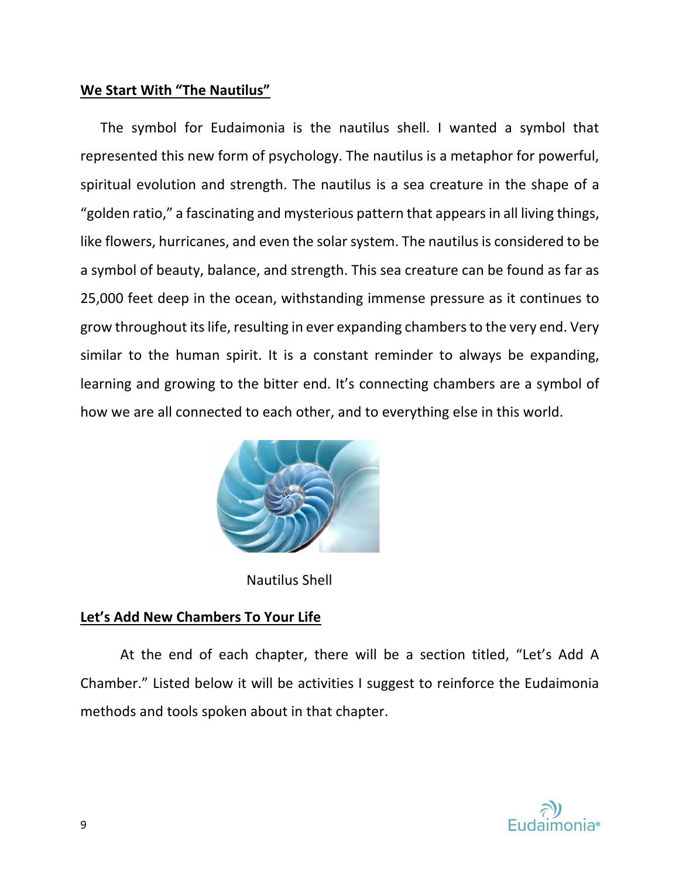**We Start With "The Nautilus"**

The symbol for Eudaimonia is the nautilus shell. I wanted a symbol that represented this new form of psychology. The nautilus is a metaphor for powerful, spiritual evolution and strength. The nautilus is a sea creature in the shape of a "golden ratio," a fascinating and mysterious pattern that appears in all living things, like flowers, hurricanes, and even the solar system. The nautilus is considered to be a symbol of beauty, balance, and strength. This sea creature can be found as far as 25,000 feet deep in the ocean, withstanding immense pressure as it continues to grow throughout its life, resulting in ever expanding chambers to the very end. Very similar to the human spirit. It is a constant reminder to always be expanding, learning and growing to the bitter end. It's connecting chambers are a symbol of how we are all connected to each other, and to everything else in this world.

Nautilus Shell

**Let's Add New Chambers To Your Life**

At the end of each chapter, there will be a section titled, "Let's Add A Chamber." Listed below it will be activities I suggest to reinforce the Eudaimonia methods and tools spoken about in that chapter.